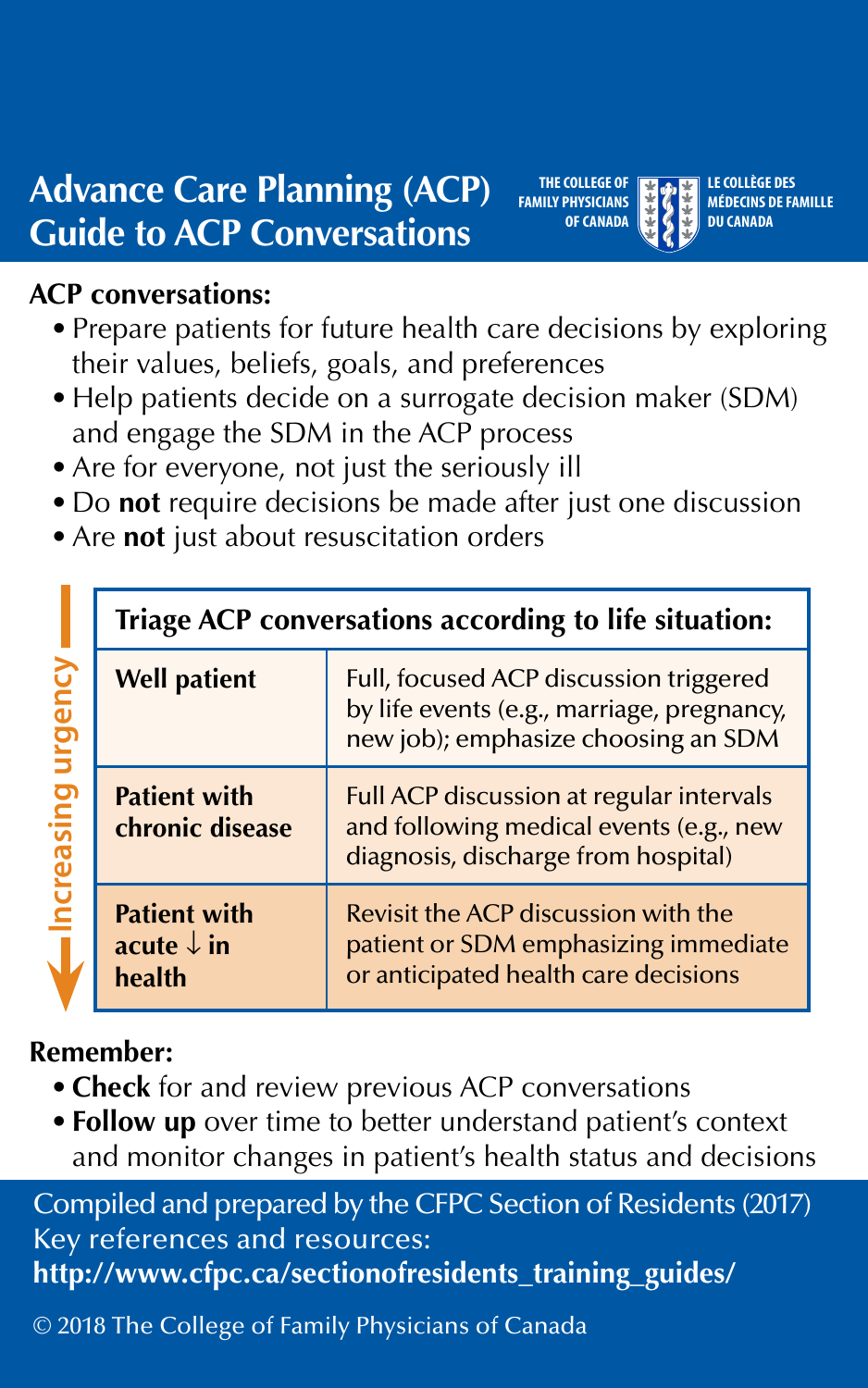# Advance Care Planning (ACP) Guide to ACP Conversations

THE COLLEGE OF FAMILY PHYSICIANS OF CANADA | LE COLLÈGE DES MÉDECINS DE FAMILLE DU CANADA

**ACP conversations:**

- Prepare patients for future health care decisions by exploring their values, beliefs, goals, and preferences
- Help patients decide on a surrogate decision maker (SDM) and engage the SDM in the ACP process
- Are for everyone, not just the seriously ill
- Do **not** require decisions be made after just one discussion
- Are **not** just about resuscitation orders

**Triage ACP conversations according to life situation:** (Increasing urgency ↓)

| Life situation | Approach |
|---|---|
| **Well patient** | Full, focused ACP discussion triggered by life events (e.g., marriage, pregnancy, new job); emphasize choosing an SDM |
| **Patient with chronic disease** | Full ACP discussion at regular intervals and following medical events (e.g., new diagnosis, discharge from hospital) |
| **Patient with acute ↓ in health** | Revisit the ACP discussion with the patient or SDM emphasizing immediate or anticipated health care decisions |

**Remember:**

- **Check** for and review previous ACP conversations
- **Follow up** over time to better understand patient's context and monitor changes in patient's health status and decisions

Compiled and prepared by the CFPC Section of Residents (2017)
Key references and resources:
**http://www.cfpc.ca/sectionofresidents_training_guides/**

© 2018 The College of Family Physicians of Canada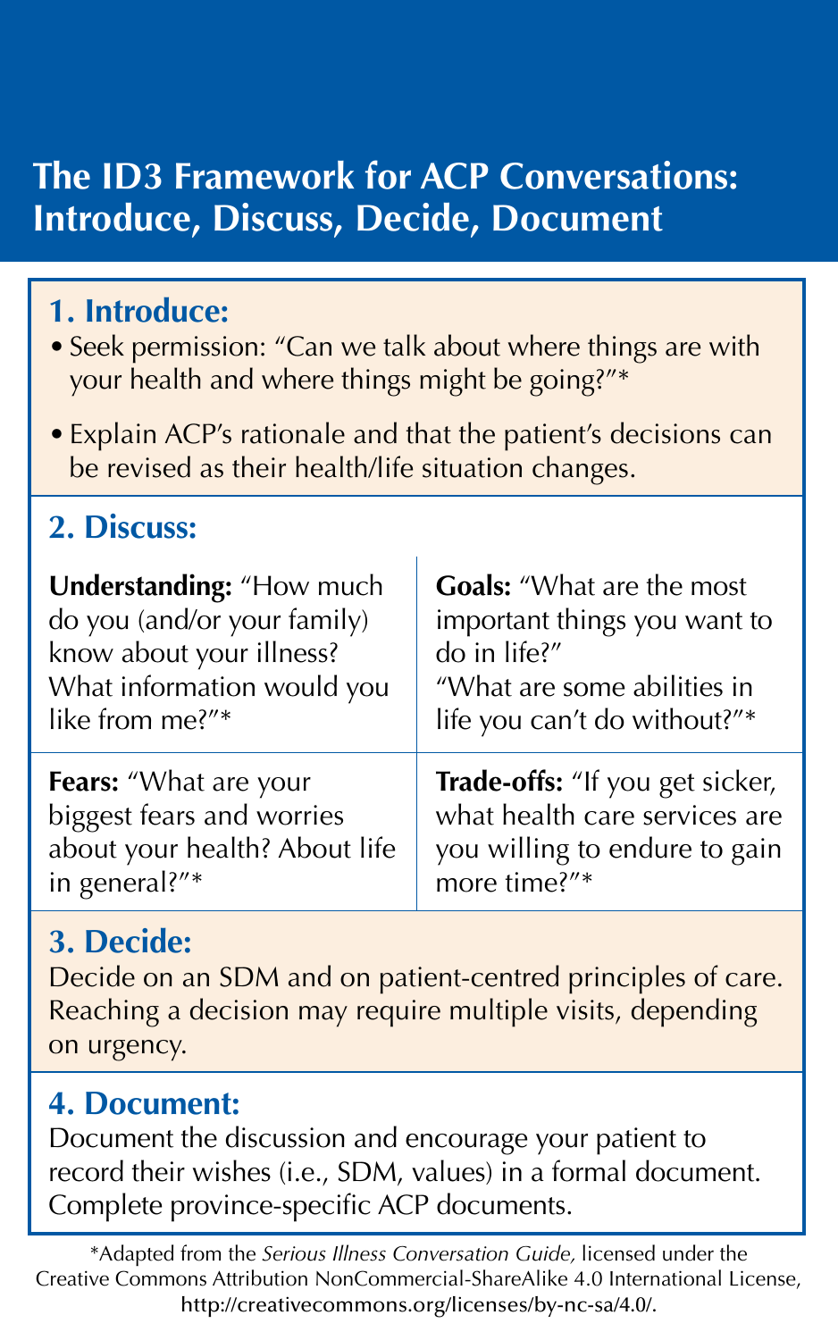# The ID3 Framework for ACP Conversations: Introduce, Discuss, Decide, Document

## 1. Introduce:

- Seek permission: "Can we talk about where things are with your health and where things might be going?"*
- Explain ACP's rationale and that the patient's decisions can be revised as their health/life situation changes.

## 2. Discuss:

| | |
|---|---|
| **Understanding:** "How much do you (and/or your family) know about your illness? What information would you like from me?"* | **Goals:** "What are the most important things you want to do in life?" "What are some abilities in life you can't do without?"* |
| **Fears:** "What are your biggest fears and worries about your health? About life in general?"* | **Trade-offs:** "If you get sicker, what health care services are you willing to endure to gain more time?"* |

## 3. Decide:

Decide on an SDM and on patient-centred principles of care. Reaching a decision may require multiple visits, depending on urgency.

## 4. Document:

Document the discussion and encourage your patient to record their wishes (i.e., SDM, values) in a formal document. Complete province-specific ACP documents.

*Adapted from the *Serious Illness Conversation Guide,* licensed under the Creative Commons Attribution NonCommercial-ShareAlike 4.0 International License, http://creativecommons.org/licenses/by-nc-sa/4.0/.